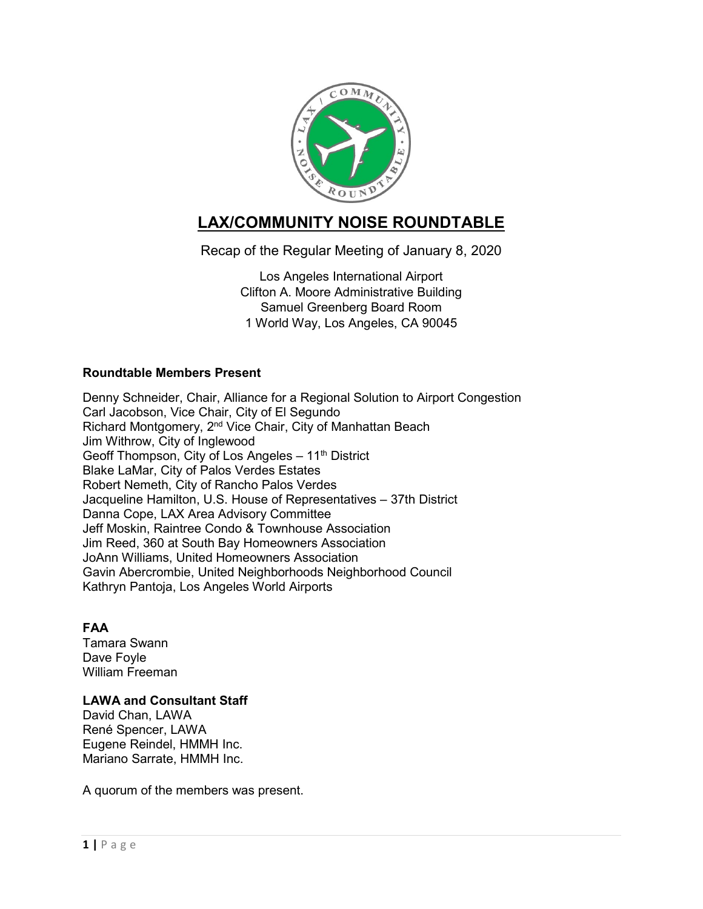# LAX/COMMUNITY NOISE ROUNDTABLE

Recap of the Regular Meeting of January 8, 2020

Los Angeles International Airport
Clifton A. Moore Administrative Building
Samuel Greenberg Board Room
1 World Way, Los Angeles, CA 90045

**Roundtable Members Present**

Denny Schneider, Chair, Alliance for a Regional Solution to Airport Congestion
Carl Jacobson, Vice Chair, City of El Segundo
Richard Montgomery, 2nd Vice Chair, City of Manhattan Beach
Jim Withrow, City of Inglewood
Geoff Thompson, City of Los Angeles – 11th District
Blake LaMar, City of Palos Verdes Estates
Robert Nemeth, City of Rancho Palos Verdes
Jacqueline Hamilton, U.S. House of Representatives – 37th District
Danna Cope, LAX Area Advisory Committee
Jeff Moskin, Raintree Condo & Townhouse Association
Jim Reed, 360 at South Bay Homeowners Association
JoAnn Williams, United Homeowners Association
Gavin Abercrombie, United Neighborhoods Neighborhood Council
Kathryn Pantoja, Los Angeles World Airports

**FAA**

Tamara Swann
Dave Foyle
William Freeman

**LAWA and Consultant Staff**

David Chan, LAWA
René Spencer, LAWA
Eugene Reindel, HMMH Inc.
Mariano Sarrate, HMMH Inc.

A quorum of the members was present.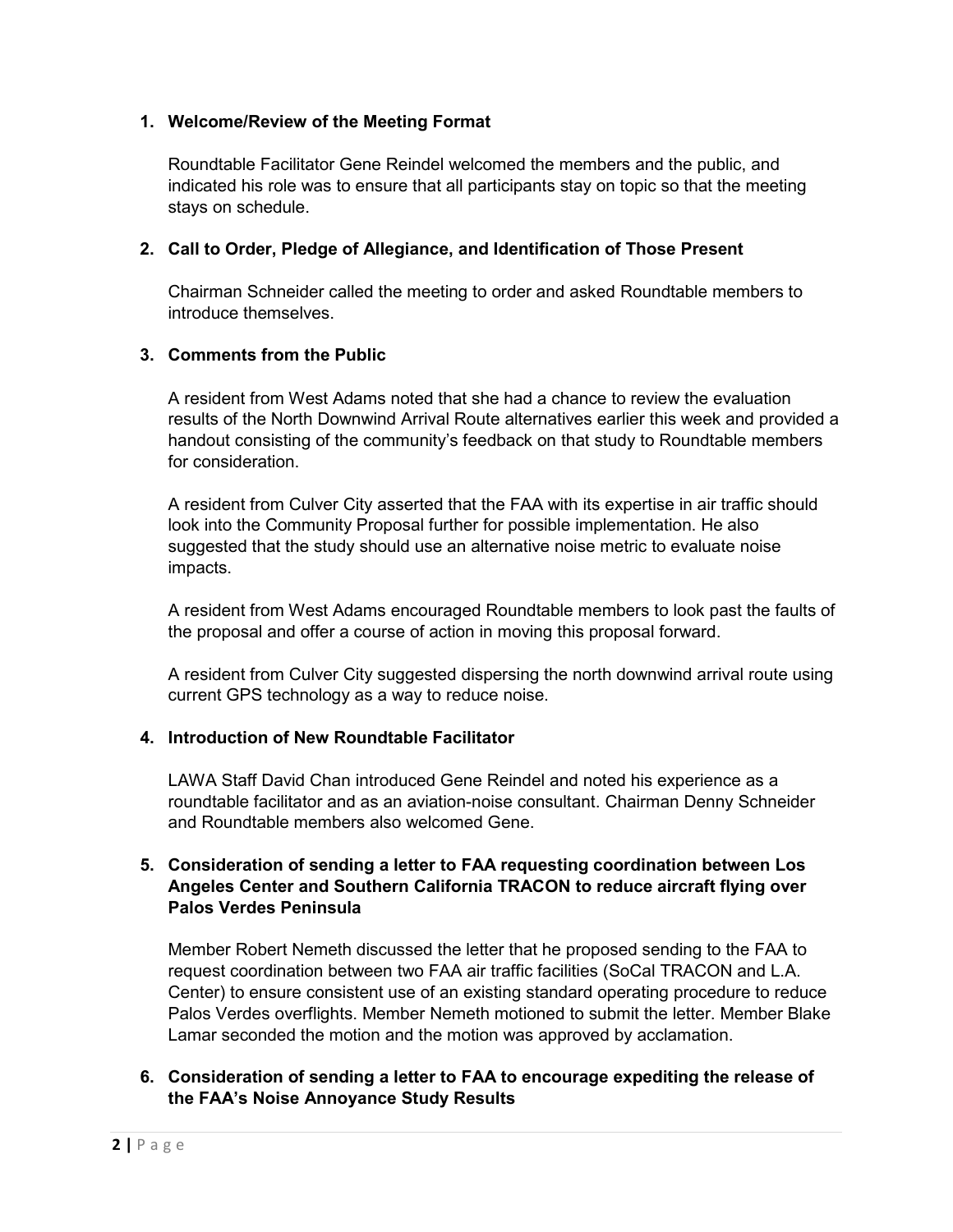1. **Welcome/Review of the Meeting Format**

   Roundtable Facilitator Gene Reindel welcomed the members and the public, and indicated his role was to ensure that all participants stay on topic so that the meeting stays on schedule.

2. **Call to Order, Pledge of Allegiance, and Identification of Those Present**

   Chairman Schneider called the meeting to order and asked Roundtable members to introduce themselves.

3. **Comments from the Public**

   A resident from West Adams noted that she had a chance to review the evaluation results of the North Downwind Arrival Route alternatives earlier this week and provided a handout consisting of the community's feedback on that study to Roundtable members for consideration.

   A resident from Culver City asserted that the FAA with its expertise in air traffic should look into the Community Proposal further for possible implementation. He also suggested that the study should use an alternative noise metric to evaluate noise impacts.

   A resident from West Adams encouraged Roundtable members to look past the faults of the proposal and offer a course of action in moving this proposal forward.

   A resident from Culver City suggested dispersing the north downwind arrival route using current GPS technology as a way to reduce noise.

4. **Introduction of New Roundtable Facilitator**

   LAWA Staff David Chan introduced Gene Reindel and noted his experience as a roundtable facilitator and as an aviation-noise consultant. Chairman Denny Schneider and Roundtable members also welcomed Gene.

5. **Consideration of sending a letter to FAA requesting coordination between Los Angeles Center and Southern California TRACON to reduce aircraft flying over Palos Verdes Peninsula**

   Member Robert Nemeth discussed the letter that he proposed sending to the FAA to request coordination between two FAA air traffic facilities (SoCal TRACON and L.A. Center) to ensure consistent use of an existing standard operating procedure to reduce Palos Verdes overflights. Member Nemeth motioned to submit the letter. Member Blake Lamar seconded the motion and the motion was approved by acclamation.

6. **Consideration of sending a letter to FAA to encourage expediting the release of the FAA's Noise Annoyance Study Results**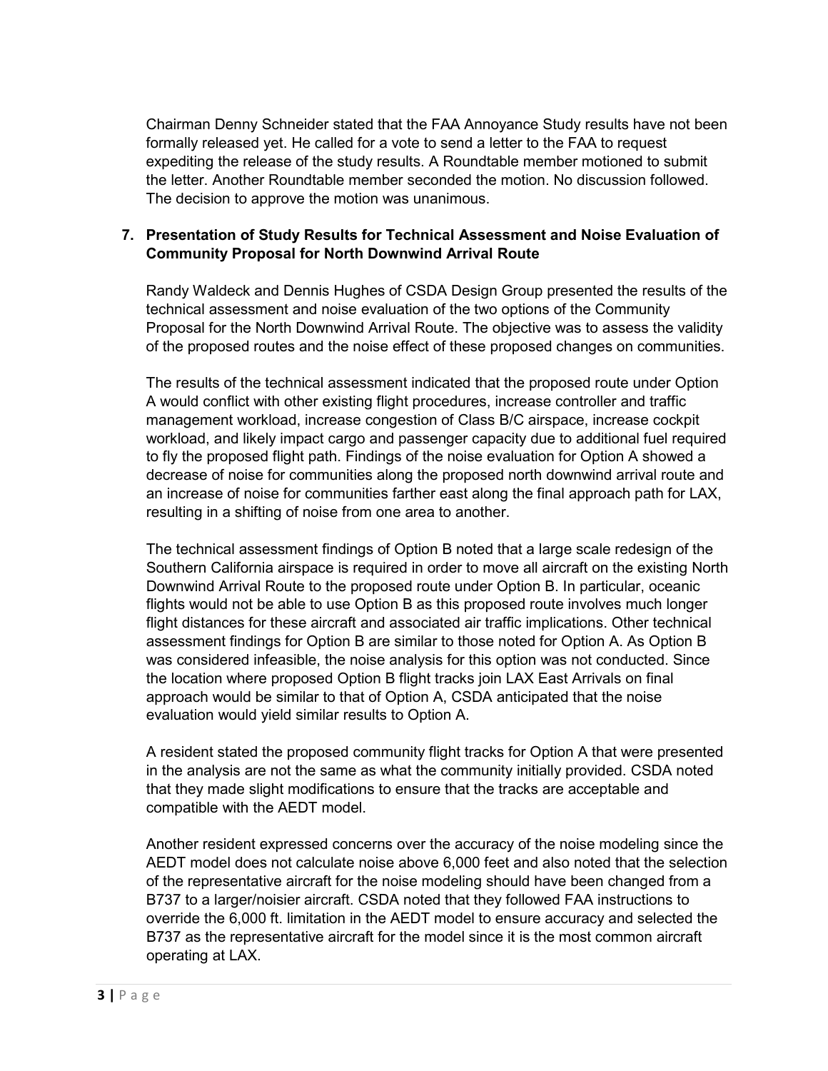Chairman Denny Schneider stated that the FAA Annoyance Study results have not been formally released yet. He called for a vote to send a letter to the FAA to request expediting the release of the study results. A Roundtable member motioned to submit the letter. Another Roundtable member seconded the motion. No discussion followed. The decision to approve the motion was unanimous.

**7. Presentation of Study Results for Technical Assessment and Noise Evaluation of Community Proposal for North Downwind Arrival Route**

Randy Waldeck and Dennis Hughes of CSDA Design Group presented the results of the technical assessment and noise evaluation of the two options of the Community Proposal for the North Downwind Arrival Route. The objective was to assess the validity of the proposed routes and the noise effect of these proposed changes on communities.

The results of the technical assessment indicated that the proposed route under Option A would conflict with other existing flight procedures, increase controller and traffic management workload, increase congestion of Class B/C airspace, increase cockpit workload, and likely impact cargo and passenger capacity due to additional fuel required to fly the proposed flight path. Findings of the noise evaluation for Option A showed a decrease of noise for communities along the proposed north downwind arrival route and an increase of noise for communities farther east along the final approach path for LAX, resulting in a shifting of noise from one area to another.

The technical assessment findings of Option B noted that a large scale redesign of the Southern California airspace is required in order to move all aircraft on the existing North Downwind Arrival Route to the proposed route under Option B. In particular, oceanic flights would not be able to use Option B as this proposed route involves much longer flight distances for these aircraft and associated air traffic implications. Other technical assessment findings for Option B are similar to those noted for Option A. As Option B was considered infeasible, the noise analysis for this option was not conducted. Since the location where proposed Option B flight tracks join LAX East Arrivals on final approach would be similar to that of Option A, CSDA anticipated that the noise evaluation would yield similar results to Option A.

A resident stated the proposed community flight tracks for Option A that were presented in the analysis are not the same as what the community initially provided. CSDA noted that they made slight modifications to ensure that the tracks are acceptable and compatible with the AEDT model.

Another resident expressed concerns over the accuracy of the noise modeling since the AEDT model does not calculate noise above 6,000 feet and also noted that the selection of the representative aircraft for the noise modeling should have been changed from a B737 to a larger/noisier aircraft. CSDA noted that they followed FAA instructions to override the 6,000 ft. limitation in the AEDT model to ensure accuracy and selected the B737 as the representative aircraft for the model since it is the most common aircraft operating at LAX.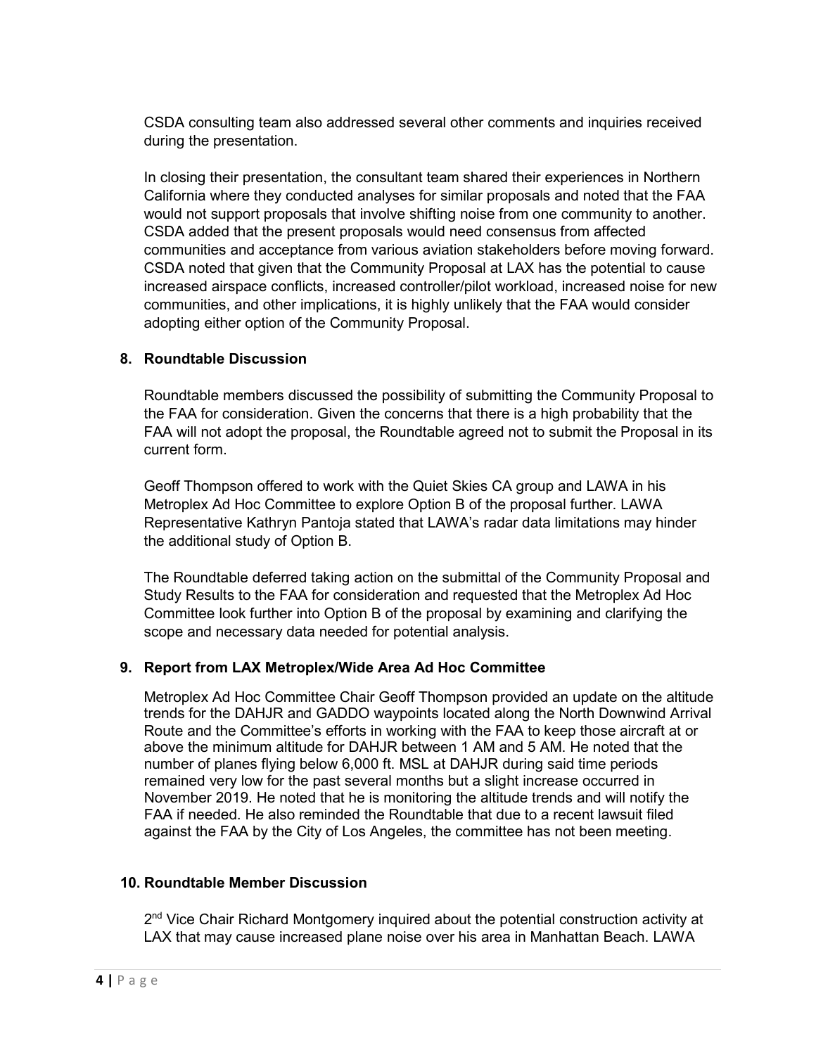CSDA consulting team also addressed several other comments and inquiries received during the presentation.

In closing their presentation, the consultant team shared their experiences in Northern California where they conducted analyses for similar proposals and noted that the FAA would not support proposals that involve shifting noise from one community to another. CSDA added that the present proposals would need consensus from affected communities and acceptance from various aviation stakeholders before moving forward. CSDA noted that given that the Community Proposal at LAX has the potential to cause increased airspace conflicts, increased controller/pilot workload, increased noise for new communities, and other implications, it is highly unlikely that the FAA would consider adopting either option of the Community Proposal.

### 8. Roundtable Discussion

Roundtable members discussed the possibility of submitting the Community Proposal to the FAA for consideration. Given the concerns that there is a high probability that the FAA will not adopt the proposal, the Roundtable agreed not to submit the Proposal in its current form.

Geoff Thompson offered to work with the Quiet Skies CA group and LAWA in his Metroplex Ad Hoc Committee to explore Option B of the proposal further. LAWA Representative Kathryn Pantoja stated that LAWA's radar data limitations may hinder the additional study of Option B.

The Roundtable deferred taking action on the submittal of the Community Proposal and Study Results to the FAA for consideration and requested that the Metroplex Ad Hoc Committee look further into Option B of the proposal by examining and clarifying the scope and necessary data needed for potential analysis.

### 9. Report from LAX Metroplex/Wide Area Ad Hoc Committee

Metroplex Ad Hoc Committee Chair Geoff Thompson provided an update on the altitude trends for the DAHJR and GADDO waypoints located along the North Downwind Arrival Route and the Committee's efforts in working with the FAA to keep those aircraft at or above the minimum altitude for DAHJR between 1 AM and 5 AM. He noted that the number of planes flying below 6,000 ft. MSL at DAHJR during said time periods remained very low for the past several months but a slight increase occurred in November 2019. He noted that he is monitoring the altitude trends and will notify the FAA if needed. He also reminded the Roundtable that due to a recent lawsuit filed against the FAA by the City of Los Angeles, the committee has not been meeting.

### 10. Roundtable Member Discussion

2nd Vice Chair Richard Montgomery inquired about the potential construction activity at LAX that may cause increased plane noise over his area in Manhattan Beach. LAWA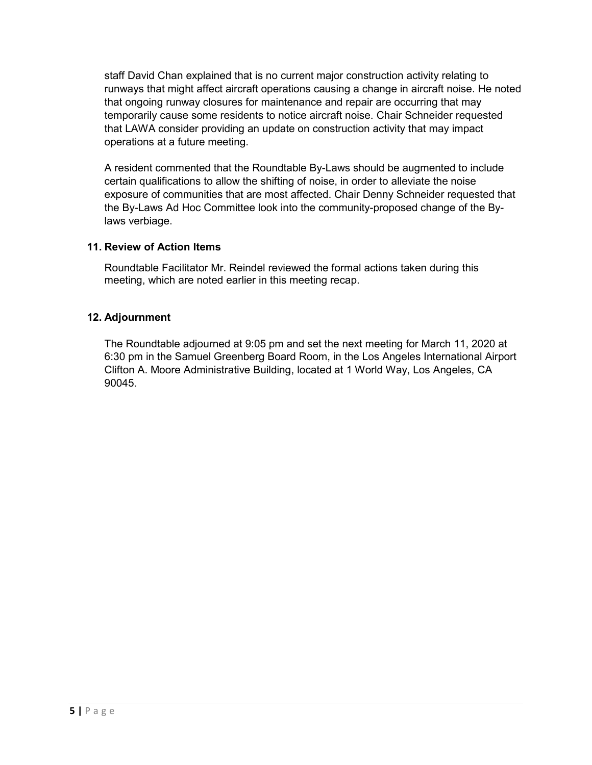staff David Chan explained that is no current major construction activity relating to runways that might affect aircraft operations causing a change in aircraft noise. He noted that ongoing runway closures for maintenance and repair are occurring that may temporarily cause some residents to notice aircraft noise. Chair Schneider requested that LAWA consider providing an update on construction activity that may impact operations at a future meeting.

A resident commented that the Roundtable By-Laws should be augmented to include certain qualifications to allow the shifting of noise, in order to alleviate the noise exposure of communities that are most affected. Chair Denny Schneider requested that the By-Laws Ad Hoc Committee look into the community-proposed change of the By-laws verbiage.

### 11. Review of Action Items

Roundtable Facilitator Mr. Reindel reviewed the formal actions taken during this meeting, which are noted earlier in this meeting recap.

### 12. Adjournment

The Roundtable adjourned at 9:05 pm and set the next meeting for March 11, 2020 at 6:30 pm in the Samuel Greenberg Board Room, in the Los Angeles International Airport Clifton A. Moore Administrative Building, located at 1 World Way, Los Angeles, CA 90045.